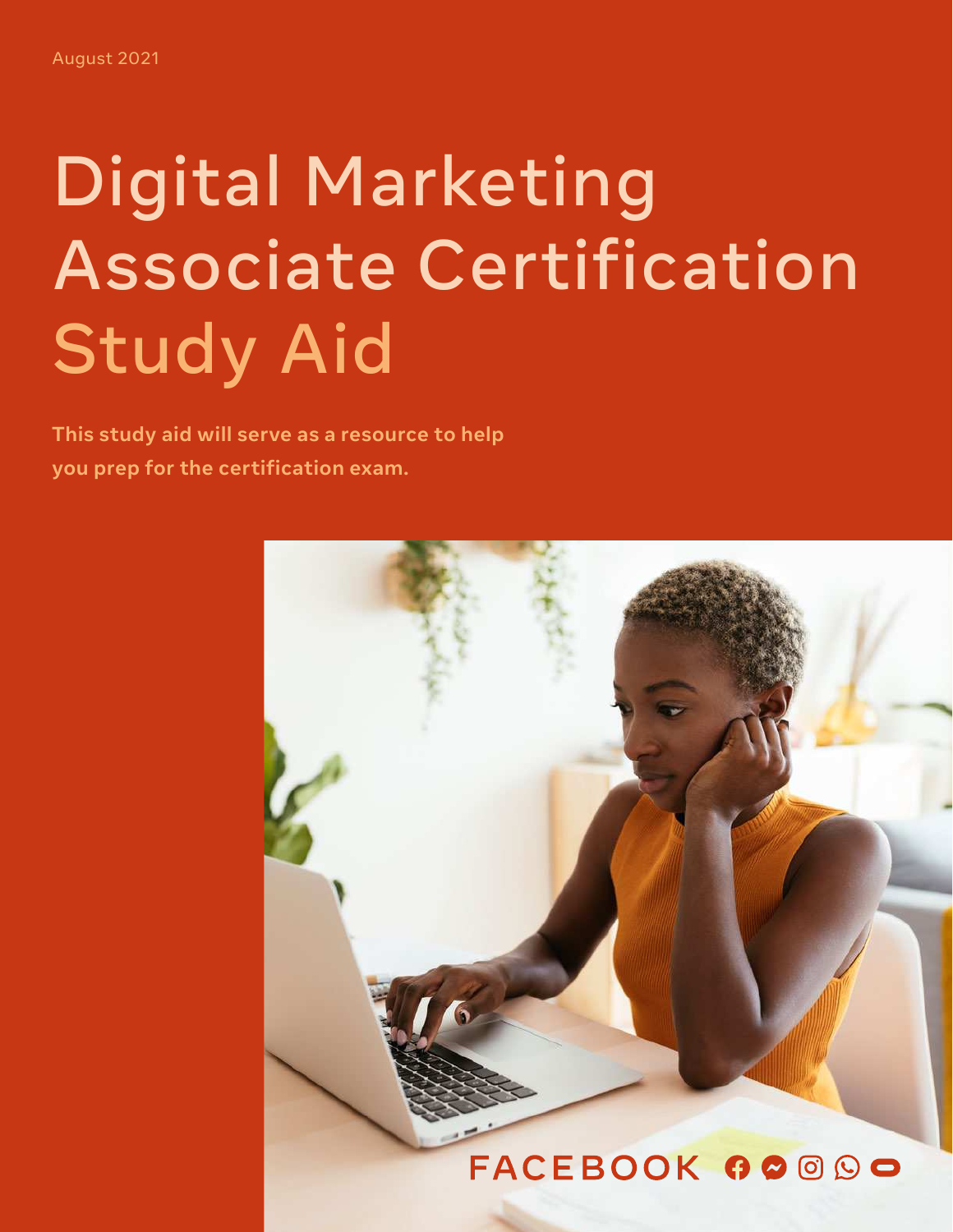August 2021

# Digital Marketing Associate Certification Study Aid

**This study aid will serve as a resource to help you prep for the certification exam.**

FACEBOOK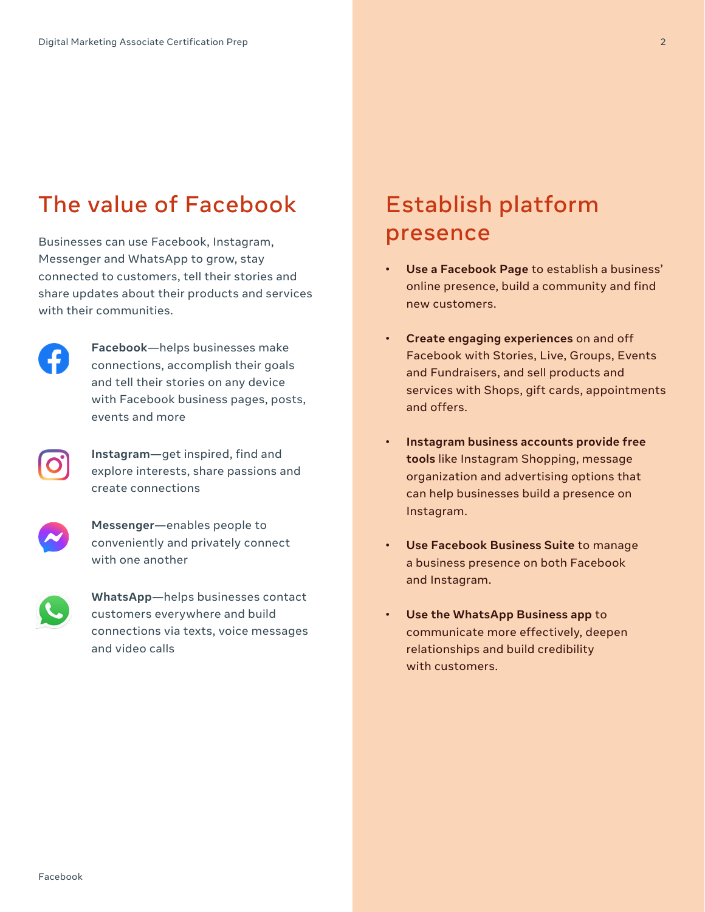## The value of Facebook

Businesses can use Facebook, Instagram, Messenger and WhatsApp to grow, stay connected to customers, tell their stories and share updates about their products and services with their communities.

**Facebook**—helps businesses make connections, accomplish their goals and tell their stories on any device with Facebook business pages, posts, events and more

**Instagram**—get inspired, find and explore interests, share passions and create connections

**Messenger**—enables people to conveniently and privately connect with one another

**WhatsApp**—helps businesses contact customers everywhere and build connections via texts, voice messages and video calls

## Establish platform presence

- **Use a Facebook Page** to establish a business' online presence, build a community and find new customers.
- **Create engaging experiences** on and off Facebook with Stories, Live, Groups, Events and Fundraisers, and sell products and services with Shops, gift cards, appointments and offers.
- **Instagram business accounts provide free tools** like Instagram Shopping, message organization and advertising options that can help businesses build a presence on Instagram.
- **Use Facebook Business Suite** to manage a business presence on both Facebook and Instagram.
- **Use the WhatsApp Business app** to communicate more effectively, deepen relationships and build credibility with customers.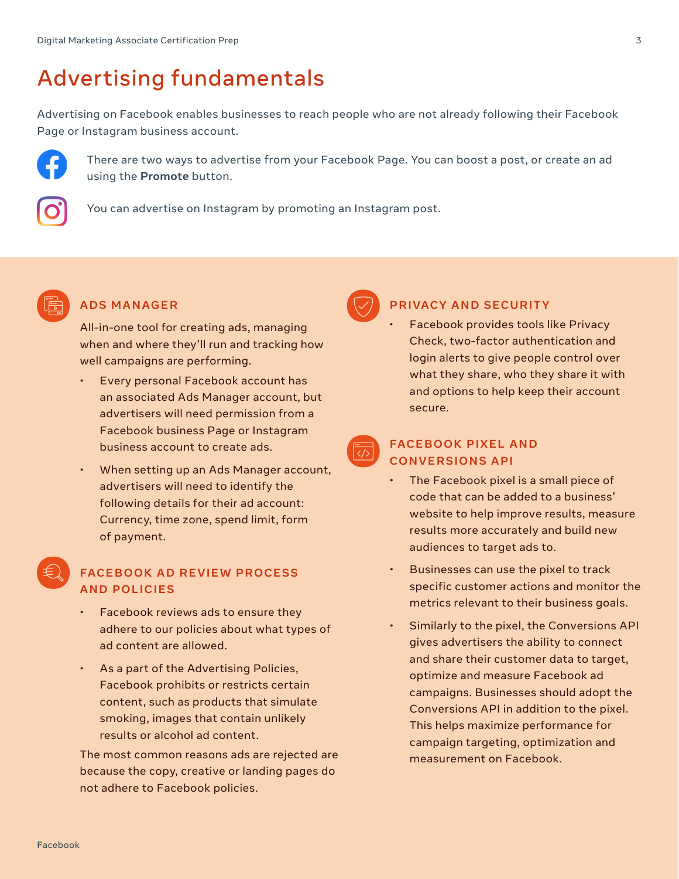# Advertising fundamentals

Advertising on Facebook enables businesses to reach people who are not already following their Facebook Page or Instagram business account.

There are two ways to advertise from your Facebook Page. You can boost a post, or create an ad using the **Promote** button.

You can advertise on Instagram by promoting an Instagram post.

## ADS MANAGER

All-in-one tool for creating ads, managing when and where they'll run and tracking how well campaigns are performing.

- Every personal Facebook account has an associated Ads Manager account, but advertisers will need permission from a Facebook business Page or Instagram business account to create ads.
- When setting up an Ads Manager account, advertisers will need to identify the following details for their ad account: Currency, time zone, spend limit, form of payment.

## FACEBOOK AD REVIEW PROCESS AND POLICIES

- Facebook reviews ads to ensure they adhere to our policies about what types of ad content are allowed.
- As a part of the Advertising Policies, Facebook prohibits or restricts certain content, such as products that simulate smoking, images that contain unlikely results or alcohol ad content.

The most common reasons ads are rejected are because the copy, creative or landing pages do not adhere to Facebook policies.

## PRIVACY AND SECURITY

- Facebook provides tools like Privacy Check, two-factor authentication and login alerts to give people control over what they share, who they share it with and options to help keep their account secure.

## FACEBOOK PIXEL AND CONVERSIONS API

- The Facebook pixel is a small piece of code that can be added to a business' website to help improve results, measure results more accurately and build new audiences to target ads to.
- Businesses can use the pixel to track specific customer actions and monitor the metrics relevant to their business goals.
- Similarly to the pixel, the Conversions API gives advertisers the ability to connect and share their customer data to target, optimize and measure Facebook ad campaigns. Businesses should adopt the Conversions API in addition to the pixel. This helps maximize performance for campaign targeting, optimization and measurement on Facebook.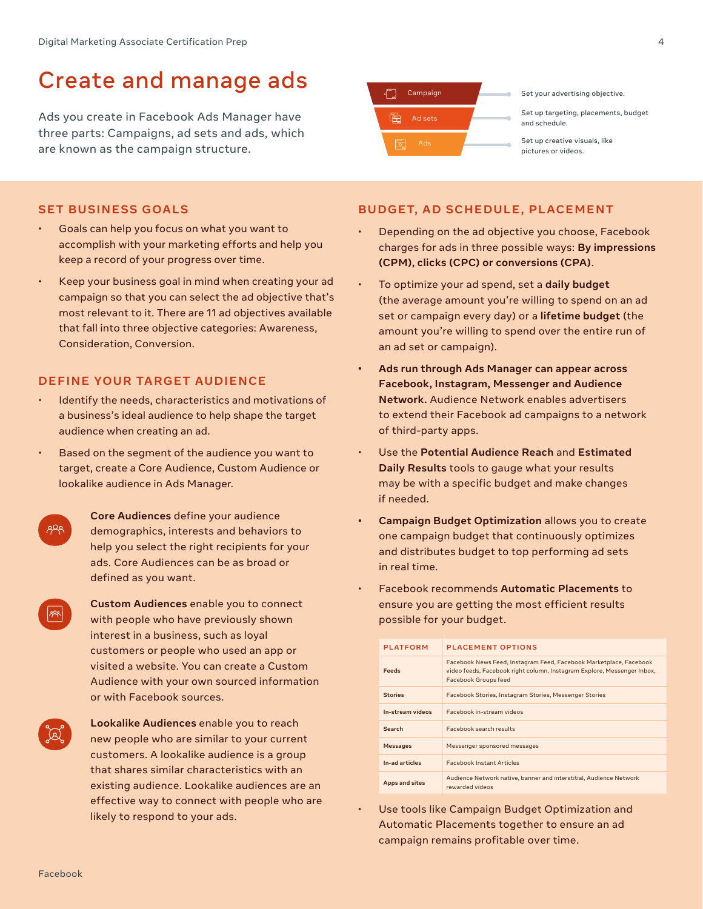# Create and manage ads

Ads you create in Facebook Ads Manager have three parts: Campaigns, ad sets and ads, which are known as the campaign structure.

- **Campaign** — Set your advertising objective.
- **Ad sets** — Set up targeting, placements, budget and schedule.
- **Ads** — Set up creative visuals, like pictures or videos.

## SET BUSINESS GOALS

- Goals can help you focus on what you want to accomplish with your marketing efforts and help you keep a record of your progress over time.
- Keep your business goal in mind when creating your ad campaign so that you can select the ad objective that's most relevant to it. There are 11 ad objectives available that fall into three objective categories: Awareness, Consideration, Conversion.

## DEFINE YOUR TARGET AUDIENCE

- Identify the needs, characteristics and motivations of a business's ideal audience to help shape the target audience when creating an ad.
- Based on the segment of the audience you want to target, create a Core Audience, Custom Audience or lookalike audience in Ads Manager.

**Core Audiences** define your audience demographics, interests and behaviors to help you select the right recipients for your ads. Core Audiences can be as broad or defined as you want.

**Custom Audiences** enable you to connect with people who have previously shown interest in a business, such as loyal customers or people who used an app or visited a website. You can create a Custom Audience with your own sourced information or with Facebook sources.

**Lookalike Audiences** enable you to reach new people who are similar to your current customers. A lookalike audience is a group that shares similar characteristics with an existing audience. Lookalike audiences are an effective way to connect with people who are likely to respond to your ads.

## BUDGET, AD SCHEDULE, PLACEMENT

- Depending on the ad objective you choose, Facebook charges for ads in three possible ways: **By impressions (CPM), clicks (CPC) or conversions (CPA)**.
- To optimize your ad spend, set a **daily budget** (the average amount you're willing to spend on an ad set or campaign every day) or a **lifetime budget** (the amount you're willing to spend over the entire run of an ad set or campaign).
- **Ads run through Ads Manager can appear across Facebook, Instagram, Messenger and Audience Network.** Audience Network enables advertisers to extend their Facebook ad campaigns to a network of third-party apps.
- Use the **Potential Audience Reach** and **Estimated Daily Results** tools to gauge what your results may be with a specific budget and make changes if needed.
- **Campaign Budget Optimization** allows you to create one campaign budget that continuously optimizes and distributes budget to top performing ad sets in real time.
- Facebook recommends **Automatic Placements** to ensure you are getting the most efficient results possible for your budget.

| PLATFORM | PLACEMENT OPTIONS |
|---|---|
| Feeds | Facebook News Feed, Instagram Feed, Facebook Marketplace, Facebook video feeds, Facebook right column, Instagram Explore, Messenger Inbox, Facebook Groups feed |
| Stories | Facebook Stories, Instagram Stories, Messenger Stories |
| In-stream videos | Facebook in-stream videos |
| Search | Facebook search results |
| Messages | Messenger sponsored messages |
| In-ad articles | Facebook Instant Articles |
| Apps and sites | Audience Network native, banner and interstitial, Audience Network rewarded videos |

- Use tools like Campaign Budget Optimization and Automatic Placements together to ensure an ad campaign remains profitable over time.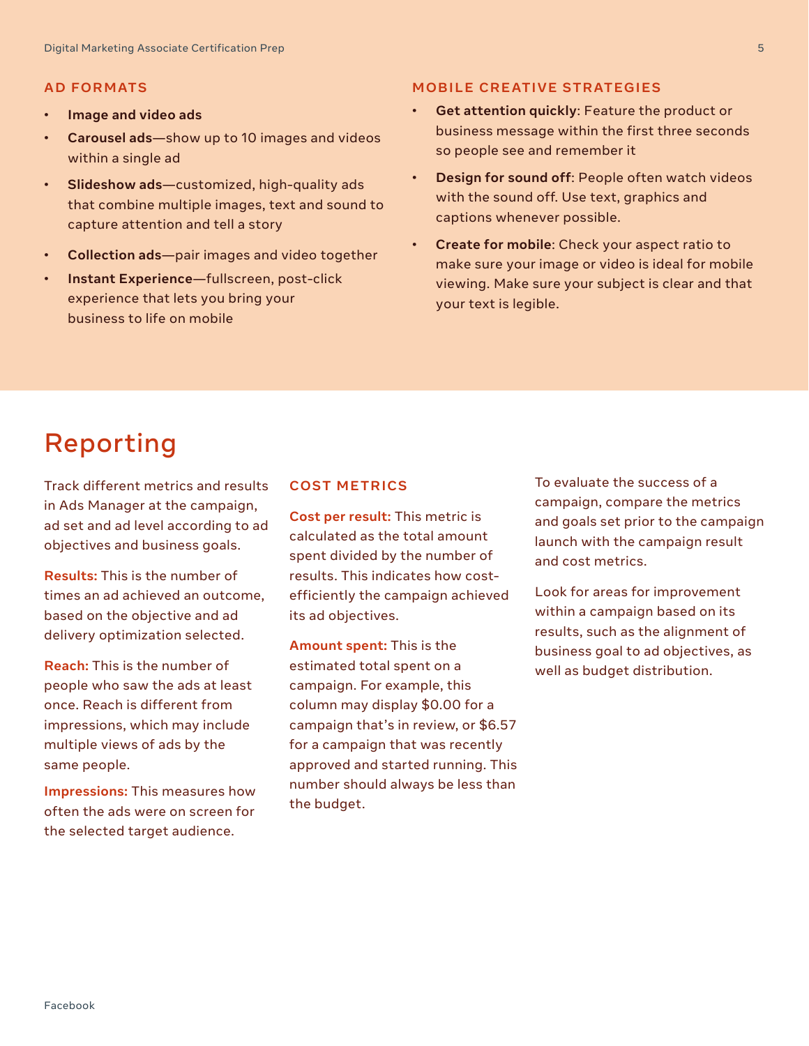### AD FORMATS

- **Image and video ads**
- **Carousel ads**—show up to 10 images and videos within a single ad
- **Slideshow ads**—customized, high-quality ads that combine multiple images, text and sound to capture attention and tell a story
- **Collection ads**—pair images and video together
- **Instant Experience**—fullscreen, post-click experience that lets you bring your business to life on mobile

### MOBILE CREATIVE STRATEGIES

- **Get attention quickly**: Feature the product or business message within the first three seconds so people see and remember it
- **Design for sound off**: People often watch videos with the sound off. Use text, graphics and captions whenever possible.
- **Create for mobile**: Check your aspect ratio to make sure your image or video is ideal for mobile viewing. Make sure your subject is clear and that your text is legible.

# Reporting

Track different metrics and results in Ads Manager at the campaign, ad set and ad level according to ad objectives and business goals.

**Results:** This is the number of times an ad achieved an outcome, based on the objective and ad delivery optimization selected.

**Reach:** This is the number of people who saw the ads at least once. Reach is different from impressions, which may include multiple views of ads by the same people.

**Impressions:** This measures how often the ads were on screen for the selected target audience.

### COST METRICS

**Cost per result:** This metric is calculated as the total amount spent divided by the number of results. This indicates how cost-efficiently the campaign achieved its ad objectives.

**Amount spent:** This is the estimated total spent on a campaign. For example, this column may display $0.00 for a campaign that's in review, or $6.57 for a campaign that was recently approved and started running. This number should always be less than the budget.

To evaluate the success of a campaign, compare the metrics and goals set prior to the campaign launch with the campaign result and cost metrics.

Look for areas for improvement within a campaign based on its results, such as the alignment of business goal to ad objectives, as well as budget distribution.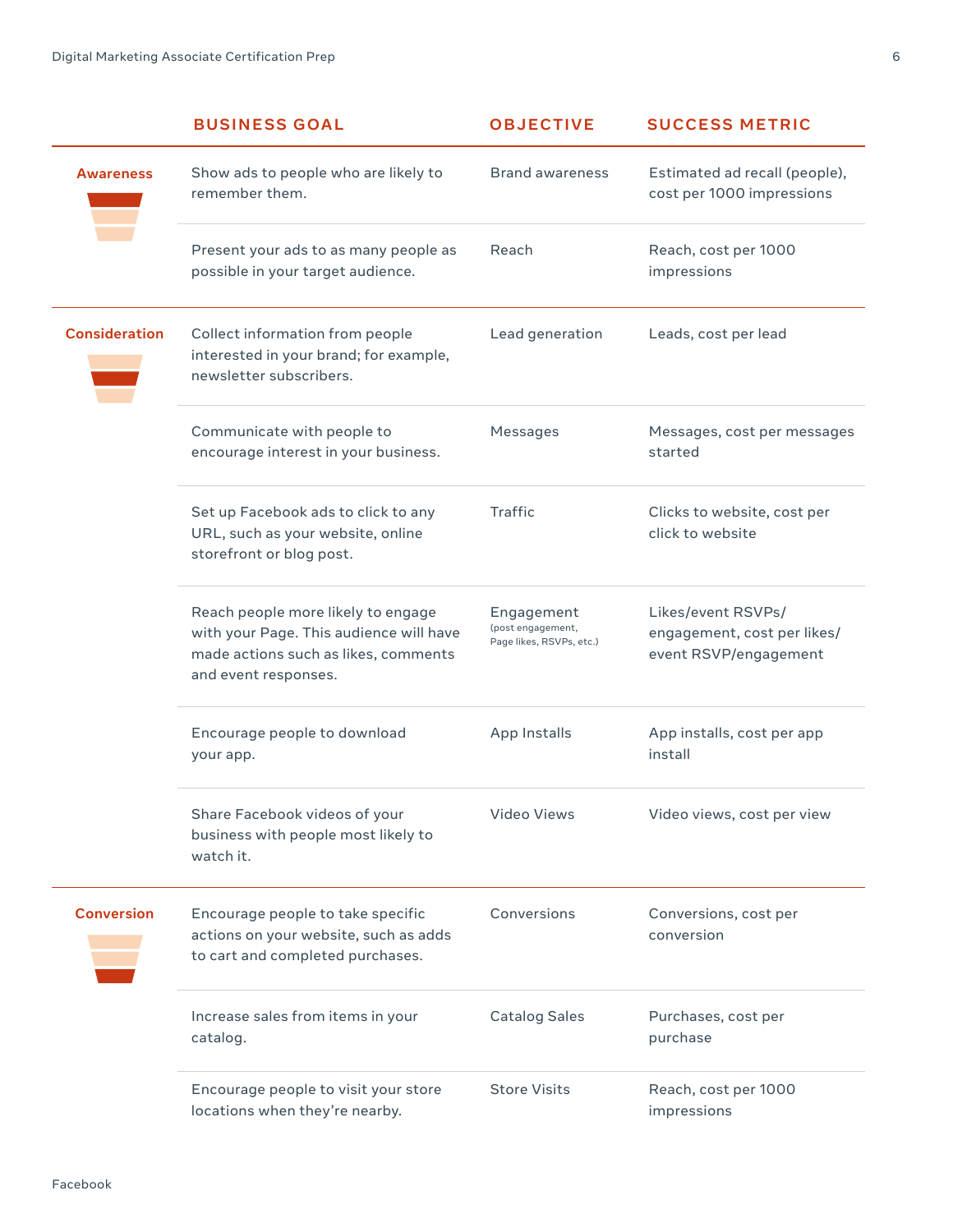| | BUSINESS GOAL | OBJECTIVE | SUCCESS METRIC |
|---|---|---|---|
| Awareness | Show ads to people who are likely to remember them. | Brand awareness | Estimated ad recall (people), cost per 1000 impressions |
| | Present your ads to as many people as possible in your target audience. | Reach | Reach, cost per 1000 impressions |
| Consideration | Collect information from people interested in your brand; for example, newsletter subscribers. | Lead generation | Leads, cost per lead |
| | Communicate with people to encourage interest in your business. | Messages | Messages, cost per messages started |
| | Set up Facebook ads to click to any URL, such as your website, online storefront or blog post. | Traffic | Clicks to website, cost per click to website |
| | Reach people more likely to engage with your Page. This audience will have made actions such as likes, comments and event responses. | Engagement (post engagement, Page likes, RSVPs, etc.) | Likes/event RSVPs/ engagement, cost per likes/ event RSVP/engagement |
| | Encourage people to download your app. | App Installs | App installs, cost per app install |
| | Share Facebook videos of your business with people most likely to watch it. | Video Views | Video views, cost per view |
| Conversion | Encourage people to take specific actions on your website, such as adds to cart and completed purchases. | Conversions | Conversions, cost per conversion |
| | Increase sales from items in your catalog. | Catalog Sales | Purchases, cost per purchase |
| | Encourage people to visit your store locations when they're nearby. | Store Visits | Reach, cost per 1000 impressions |